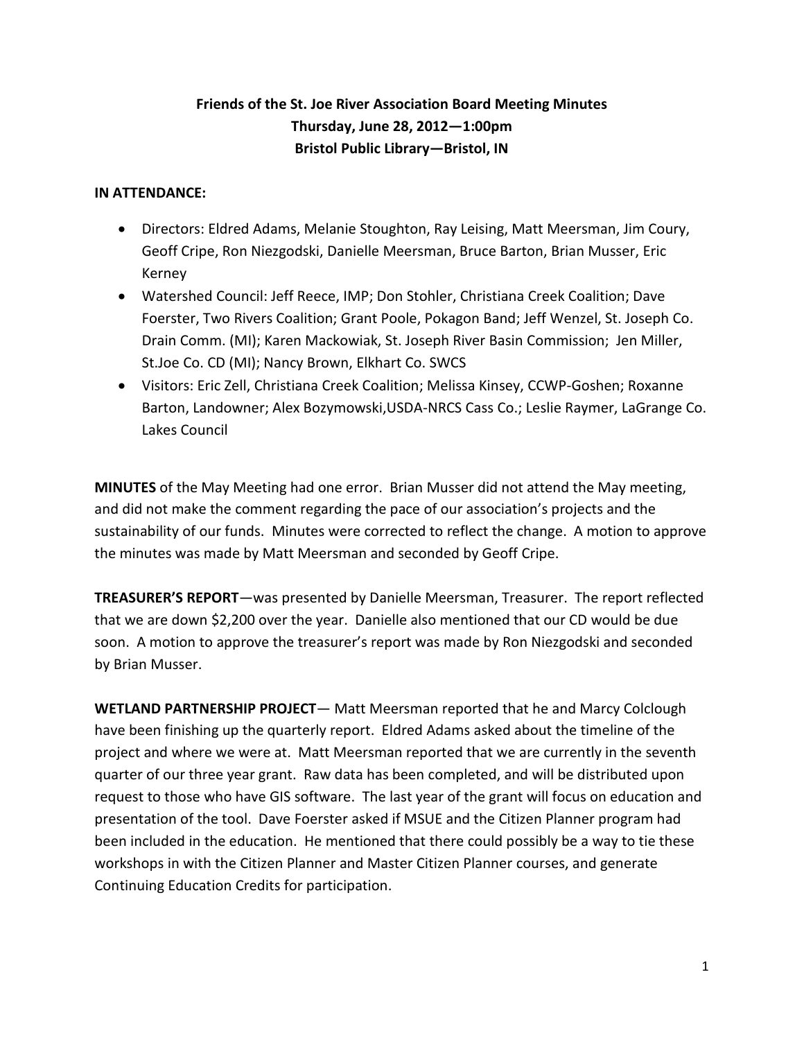**Friends of the St. Joe River Association Board Meeting Minutes**
**Thursday, June 28, 2012—1:00pm**
**Bristol Public Library—Bristol, IN**

**IN ATTENDANCE:**

- Directors: Eldred Adams, Melanie Stoughton, Ray Leising, Matt Meersman, Jim Coury, Geoff Cripe, Ron Niezgodski, Danielle Meersman, Bruce Barton, Brian Musser, Eric Kerney
- Watershed Council: Jeff Reece, IMP; Don Stohler, Christiana Creek Coalition; Dave Foerster, Two Rivers Coalition; Grant Poole, Pokagon Band; Jeff Wenzel, St. Joseph Co. Drain Comm. (MI); Karen Mackowiak, St. Joseph River Basin Commission; Jen Miller, St.Joe Co. CD (MI); Nancy Brown, Elkhart Co. SWCS
- Visitors: Eric Zell, Christiana Creek Coalition; Melissa Kinsey, CCWP-Goshen; Roxanne Barton, Landowner; Alex Bozymowski,USDA-NRCS Cass Co.; Leslie Raymer, LaGrange Co. Lakes Council

**MINUTES** of the May Meeting had one error. Brian Musser did not attend the May meeting, and did not make the comment regarding the pace of our association's projects and the sustainability of our funds. Minutes were corrected to reflect the change. A motion to approve the minutes was made by Matt Meersman and seconded by Geoff Cripe.

**TREASURER'S REPORT**—was presented by Danielle Meersman, Treasurer. The report reflected that we are down $2,200 over the year. Danielle also mentioned that our CD would be due soon. A motion to approve the treasurer's report was made by Ron Niezgodski and seconded by Brian Musser.

**WETLAND PARTNERSHIP PROJECT**— Matt Meersman reported that he and Marcy Colclough have been finishing up the quarterly report. Eldred Adams asked about the timeline of the project and where we were at. Matt Meersman reported that we are currently in the seventh quarter of our three year grant. Raw data has been completed, and will be distributed upon request to those who have GIS software. The last year of the grant will focus on education and presentation of the tool. Dave Foerster asked if MSUE and the Citizen Planner program had been included in the education. He mentioned that there could possibly be a way to tie these workshops in with the Citizen Planner and Master Citizen Planner courses, and generate Continuing Education Credits for participation.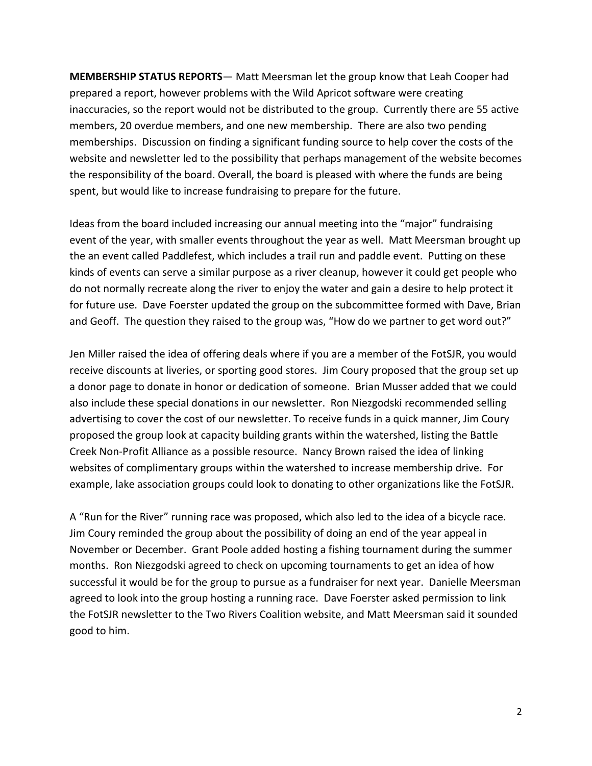**MEMBERSHIP STATUS REPORTS**— Matt Meersman let the group know that Leah Cooper had prepared a report, however problems with the Wild Apricot software were creating inaccuracies, so the report would not be distributed to the group. Currently there are 55 active members, 20 overdue members, and one new membership. There are also two pending memberships. Discussion on finding a significant funding source to help cover the costs of the website and newsletter led to the possibility that perhaps management of the website becomes the responsibility of the board. Overall, the board is pleased with where the funds are being spent, but would like to increase fundraising to prepare for the future.

Ideas from the board included increasing our annual meeting into the "major" fundraising event of the year, with smaller events throughout the year as well. Matt Meersman brought up the an event called Paddlefest, which includes a trail run and paddle event. Putting on these kinds of events can serve a similar purpose as a river cleanup, however it could get people who do not normally recreate along the river to enjoy the water and gain a desire to help protect it for future use. Dave Foerster updated the group on the subcommittee formed with Dave, Brian and Geoff. The question they raised to the group was, "How do we partner to get word out?"

Jen Miller raised the idea of offering deals where if you are a member of the FotSJR, you would receive discounts at liveries, or sporting good stores. Jim Coury proposed that the group set up a donor page to donate in honor or dedication of someone. Brian Musser added that we could also include these special donations in our newsletter. Ron Niezgodski recommended selling advertising to cover the cost of our newsletter. To receive funds in a quick manner, Jim Coury proposed the group look at capacity building grants within the watershed, listing the Battle Creek Non-Profit Alliance as a possible resource. Nancy Brown raised the idea of linking websites of complimentary groups within the watershed to increase membership drive. For example, lake association groups could look to donating to other organizations like the FotSJR.

A "Run for the River" running race was proposed, which also led to the idea of a bicycle race. Jim Coury reminded the group about the possibility of doing an end of the year appeal in November or December. Grant Poole added hosting a fishing tournament during the summer months. Ron Niezgodski agreed to check on upcoming tournaments to get an idea of how successful it would be for the group to pursue as a fundraiser for next year. Danielle Meersman agreed to look into the group hosting a running race. Dave Foerster asked permission to link the FotSJR newsletter to the Two Rivers Coalition website, and Matt Meersman said it sounded good to him.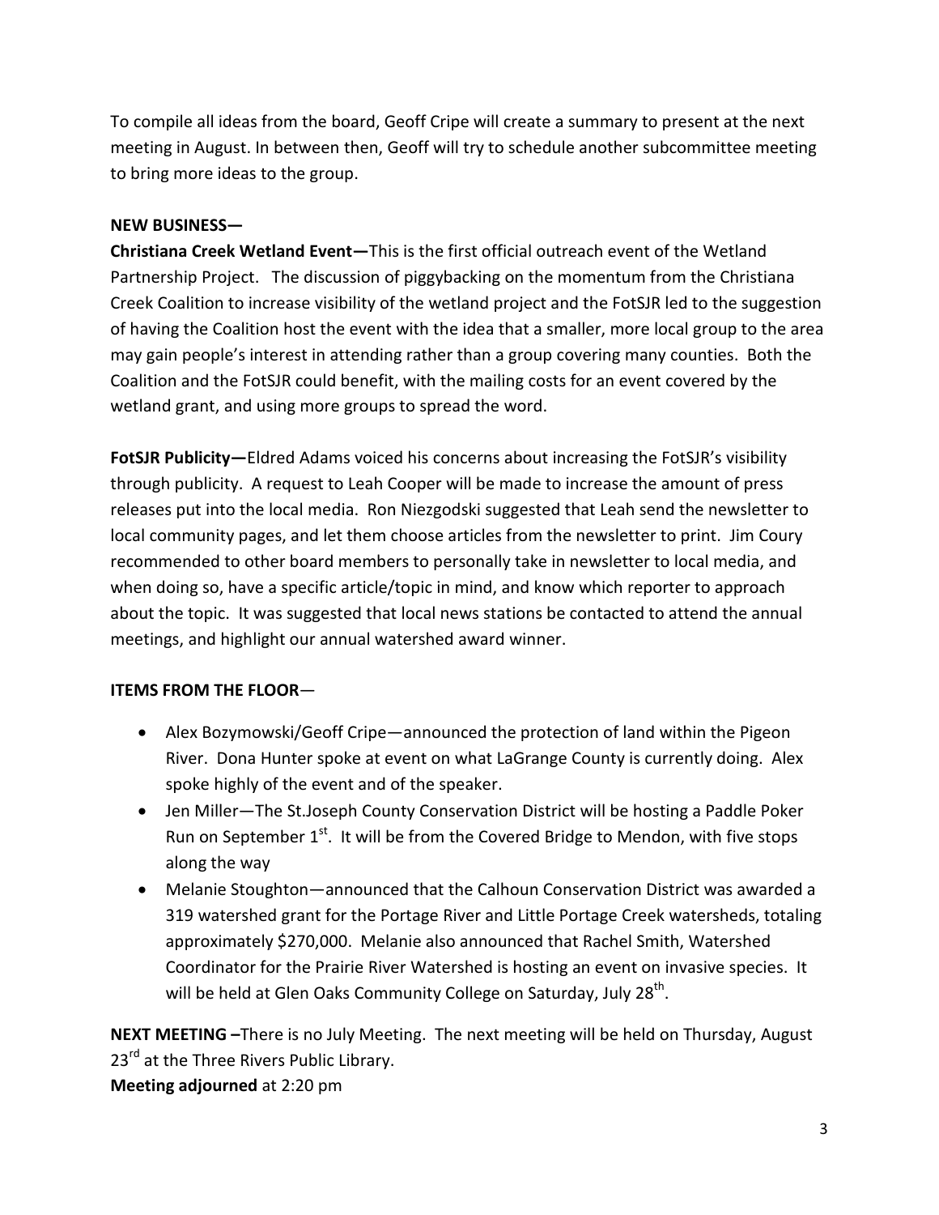To compile all ideas from the board, Geoff Cripe will create a summary to present at the next meeting in August. In between then, Geoff will try to schedule another subcommittee meeting to bring more ideas to the group.

**NEW BUSINESS—**

**Christiana Creek Wetland Event—**This is the first official outreach event of the Wetland Partnership Project. The discussion of piggybacking on the momentum from the Christiana Creek Coalition to increase visibility of the wetland project and the FotSJR led to the suggestion of having the Coalition host the event with the idea that a smaller, more local group to the area may gain people's interest in attending rather than a group covering many counties. Both the Coalition and the FotSJR could benefit, with the mailing costs for an event covered by the wetland grant, and using more groups to spread the word.

**FotSJR Publicity—**Eldred Adams voiced his concerns about increasing the FotSJR's visibility through publicity. A request to Leah Cooper will be made to increase the amount of press releases put into the local media. Ron Niezgodski suggested that Leah send the newsletter to local community pages, and let them choose articles from the newsletter to print. Jim Coury recommended to other board members to personally take in newsletter to local media, and when doing so, have a specific article/topic in mind, and know which reporter to approach about the topic. It was suggested that local news stations be contacted to attend the annual meetings, and highlight our annual watershed award winner.

**ITEMS FROM THE FLOOR**—

- Alex Bozymowski/Geoff Cripe—announced the protection of land within the Pigeon River. Dona Hunter spoke at event on what LaGrange County is currently doing. Alex spoke highly of the event and of the speaker.
- Jen Miller—The St.Joseph County Conservation District will be hosting a Paddle Poker Run on September 1st. It will be from the Covered Bridge to Mendon, with five stops along the way
- Melanie Stoughton—announced that the Calhoun Conservation District was awarded a 319 watershed grant for the Portage River and Little Portage Creek watersheds, totaling approximately $270,000. Melanie also announced that Rachel Smith, Watershed Coordinator for the Prairie River Watershed is hosting an event on invasive species. It will be held at Glen Oaks Community College on Saturday, July 28th.

**NEXT MEETING –**There is no July Meeting. The next meeting will be held on Thursday, August 23rd at the Three Rivers Public Library.

**Meeting adjourned** at 2:20 pm